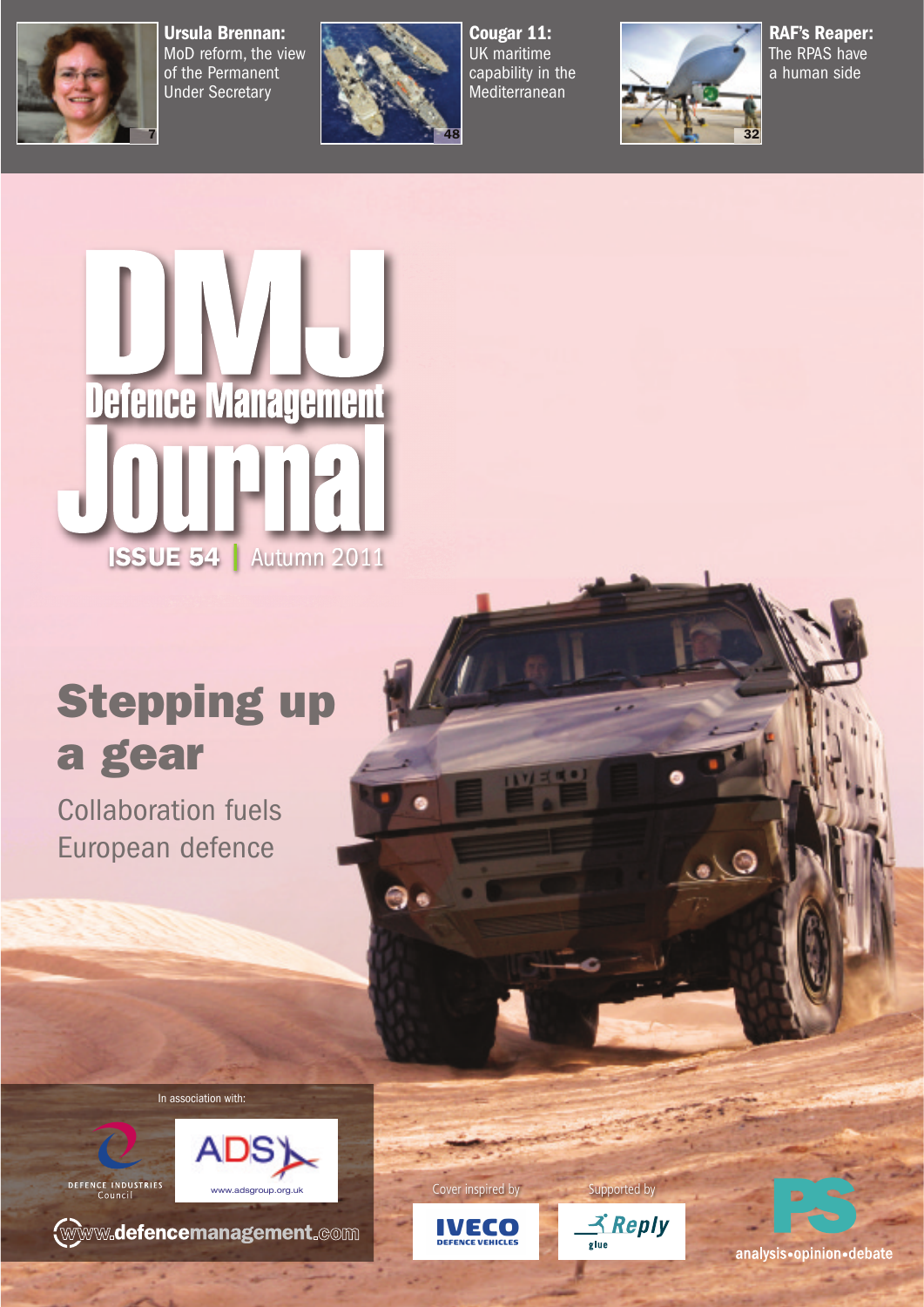**Ursula Brennan:** MoD reform, the view of the Permanent Under Secretary

7

**Cougar 11:** UK maritime capability in the Mediterranean

48

**RAF's Reaper:** The RPAS have a human side

32

# DMJ Defence Management Journal

**ISSUE 54** | Autumn 2011

## Stepping up a gear

Collaboration fuels European defence

In association with:

DEFENCE INDUSTRIES Council

ADS www.adsgroup.org.uk

www.defencemanagement.com

Cover inspired by IVECO DEFENCE VEHICLES

Supported by Reply glue

PS analysis•opinion•debate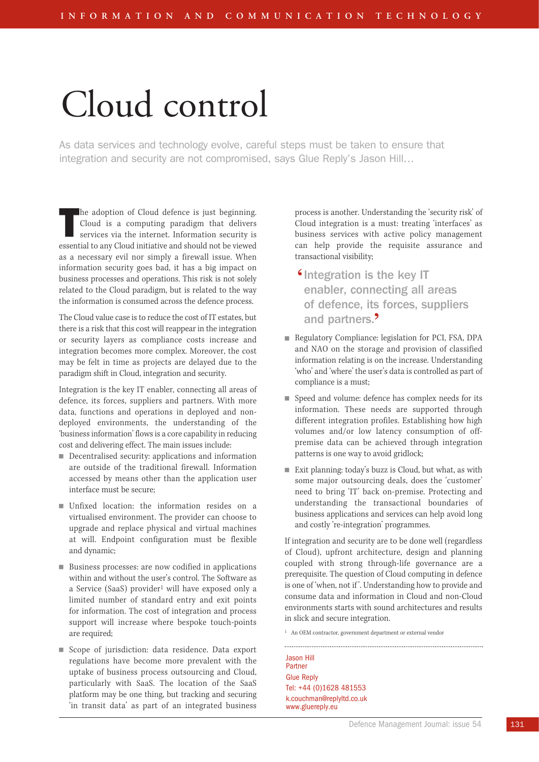# Cloud control

As data services and technology evolve, careful steps must be taken to ensure that integration and security are not compromised, says Glue Reply's Jason Hill…

The adoption of Cloud defence is just beginning. Cloud is a computing paradigm that delivers services via the internet. Information security is essential to any Cloud initiative and should not be viewed as a necessary evil nor simply a firewall issue. When information security goes bad, it has a big impact on business processes and operations. This risk is not solely related to the Cloud paradigm, but is related to the way the information is consumed across the defence process.

The Cloud value case is to reduce the cost of IT estates, but there is a risk that this cost will reappear in the integration or security layers as compliance costs increase and integration becomes more complex. Moreover, the cost may be felt in time as projects are delayed due to the paradigm shift in Cloud, integration and security.

Integration is the key IT enabler, connecting all areas of defence, its forces, suppliers and partners. With more data, functions and operations in deployed and non-deployed environments, the understanding of the 'business information' flows is a core capability in reducing cost and delivering effect. The main issues include:

- Decentralised security: applications and information are outside of the traditional firewall. Information accessed by means other than the application user interface must be secure;
- Unfixed location: the information resides on a virtualised environment. The provider can choose to upgrade and replace physical and virtual machines at will. Endpoint configuration must be flexible and dynamic;
- Business processes: are now codified in applications within and without the user's control. The Software as a Service (SaaS) provider[1] will have exposed only a limited number of standard entry and exit points for information. The cost of integration and process support will increase where bespoke touch-points are required;
- Scope of jurisdiction: data residence. Data export regulations have become more prevalent with the uptake of business process outsourcing and Cloud, particularly with SaaS. The location of the SaaS platform may be one thing, but tracking and securing 'in transit data' as part of an integrated business process is another. Understanding the 'security risk' of Cloud integration is a must: treating 'interfaces' as business services with active policy management can help provide the requisite assurance and transactional visibility;

> 'Integration is the key IT enabler, connecting all areas of defence, its forces, suppliers and partners.'

- Regulatory Compliance: legislation for PCI, FSA, DPA and NAO on the storage and provision of classified information relating is on the increase. Understanding 'who' and 'where' the user's data is controlled as part of compliance is a must;
- Speed and volume: defence has complex needs for its information. These needs are supported through different integration profiles. Establishing how high volumes and/or low latency consumption of off-premise data can be achieved through integration patterns is one way to avoid gridlock;
- Exit planning: today's buzz is Cloud, but what, as with some major outsourcing deals, does the 'customer' need to bring 'IT' back on-premise. Protecting and understanding the transactional boundaries of business applications and services can help avoid long and costly 're-integration' programmes.

If integration and security are to be done well (regardless of Cloud), upfront architecture, design and planning coupled with strong through-life governance are a prerequisite. The question of Cloud computing in defence is one of 'when, not if'. Understanding how to provide and consume data and information in Cloud and non-Cloud environments starts with sound architectures and results in slick and secure integration.

[1] An OEM contractor, government department or external vendor

Jason Hill
Partner
Glue Reply
Tel: +44 (0)1628 481553
k.couchman@replyltd.co.uk
www.gluereply.eu